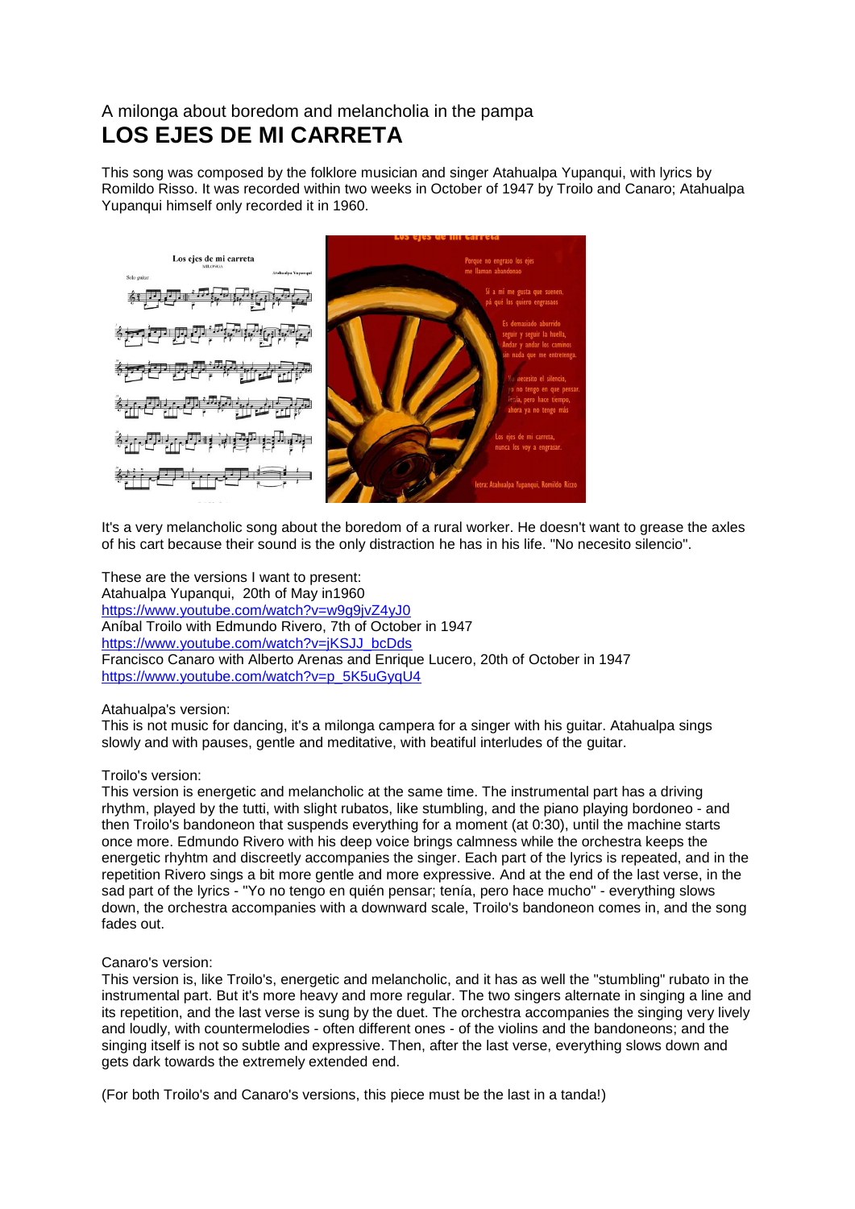A milonga about boredom and melancholia in the pampa

# LOS EJES DE MI CARRETA

This song was composed by the folklore musician and singer Atahualpa Yupanqui, with lyrics by Romildo Risso. It was recorded within two weeks in October of 1947 by Troilo and Canaro; Atahualpa Yupanqui himself only recorded it in 1960.

It's a very melancholic song about the boredom of a rural worker. He doesn't want to grease the axles of his cart because their sound is the only distraction he has in his life. "No necesito silencio".

These are the versions I want to present:
Atahualpa Yupanqui, 20th of May in1960
https://www.youtube.com/watch?v=w9g9jvZ4yJ0
Aníbal Troilo with Edmundo Rivero, 7th of October in 1947
https://www.youtube.com/watch?v=jKSJJ_bcDds
Francisco Canaro with Alberto Arenas and Enrique Lucero, 20th of October in 1947
https://www.youtube.com/watch?v=p_5K5uGyqU4

Atahualpa's version:
This is not music for dancing, it's a milonga campera for a singer with his guitar. Atahualpa sings slowly and with pauses, gentle and meditative, with beatiful interludes of the guitar.

Troilo's version:
This version is energetic and melancholic at the same time. The instrumental part has a driving rhythm, played by the tutti, with slight rubatos, like stumbling, and the piano playing bordoneo - and then Troilo's bandoneon that suspends everything for a moment (at 0:30), until the machine starts once more. Edmundo Rivero with his deep voice brings calmness while the orchestra keeps the energetic rhyhtm and discreetly accompanies the singer. Each part of the lyrics is repeated, and in the repetition Rivero sings a bit more gentle and more expressive. And at the end of the last verse, in the sad part of the lyrics - "Yo no tengo en quién pensar; tenía, pero hace mucho" - everything slows down, the orchestra accompanies with a downward scale, Troilo's bandoneon comes in, and the song fades out.

Canaro's version:
This version is, like Troilo's, energetic and melancholic, and it has as well the "stumbling" rubato in the instrumental part. But it's more heavy and more regular. The two singers alternate in singing a line and its repetition, and the last verse is sung by the duet. The orchestra accompanies the singing very lively and loudly, with countermelodies - often different ones - of the violins and the bandoneons; and the singing itself is not so subtle and expressive. Then, after the last verse, everything slows down and gets dark towards the extremely extended end.

(For both Troilo's and Canaro's versions, this piece must be the last in a tanda!)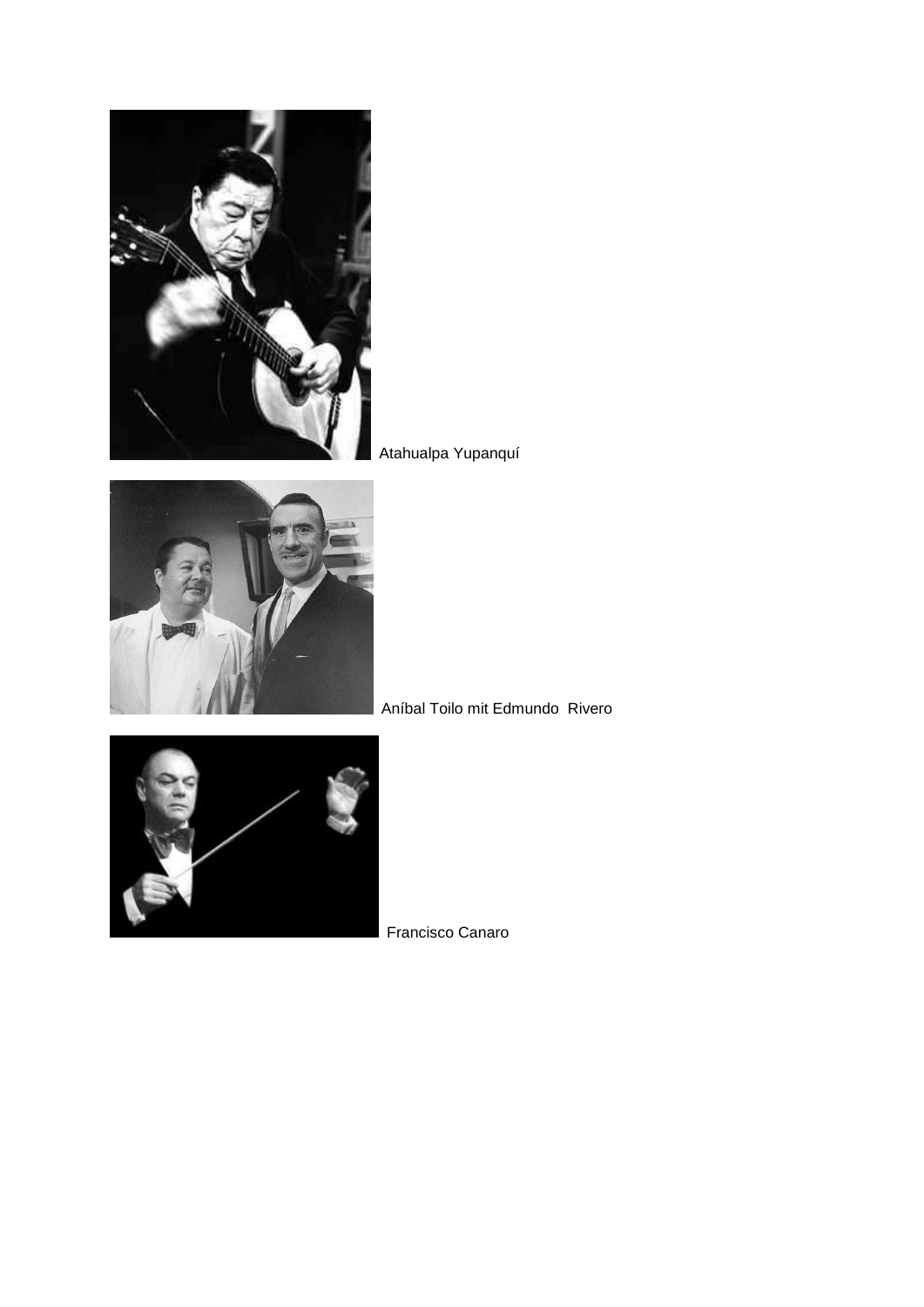Atahualpa Yupanquí

Aníbal Toilo mit Edmundo  Rivero

Francisco Canaro